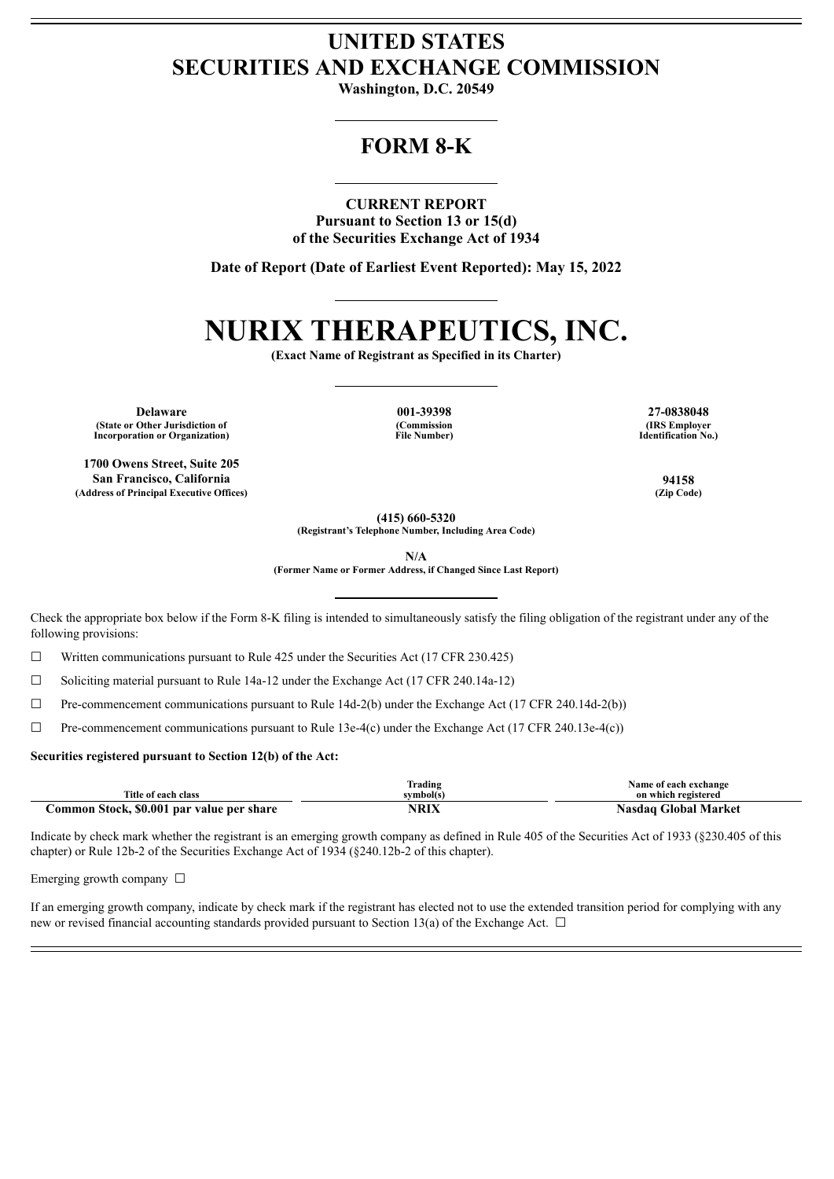# UNITED STATES
# SECURITIES AND EXCHANGE COMMISSION

**Washington, D.C. 20549**

## FORM 8-K

**CURRENT REPORT**
**Pursuant to Section 13 or 15(d)**
**of the Securities Exchange Act of 1934**

**Date of Report (Date of Earliest Event Reported): May 15, 2022**

# NURIX THERAPEUTICS, INC.

**(Exact Name of Registrant as Specified in its Charter)**

| Delaware | 001-39398 | 27-0838048 |
|---|---|---|
| (State or Other Jurisdiction of Incorporation or Organization) | (Commission File Number) | (IRS Employer Identification No.) |

| 1700 Owens Street, Suite 205 San Francisco, California | 94158 |
|---|---|
| (Address of Principal Executive Offices) | (Zip Code) |

**(415) 660-5320**
**(Registrant's Telephone Number, Including Area Code)**

**N/A**
**(Former Name or Former Address, if Changed Since Last Report)**

Check the appropriate box below if the Form 8-K filing is intended to simultaneously satisfy the filing obligation of the registrant under any of the following provisions:

☐ Written communications pursuant to Rule 425 under the Securities Act (17 CFR 230.425)

☐ Soliciting material pursuant to Rule 14a-12 under the Exchange Act (17 CFR 240.14a-12)

☐ Pre-commencement communications pursuant to Rule 14d-2(b) under the Exchange Act (17 CFR 240.14d-2(b))

☐ Pre-commencement communications pursuant to Rule 13e-4(c) under the Exchange Act (17 CFR 240.13e-4(c))

**Securities registered pursuant to Section 12(b) of the Act:**

| Title of each class | Trading symbol(s) | Name of each exchange on which registered |
|---|---|---|
| **Common Stock, $0.001 par value per share** | **NRIX** | **Nasdaq Global Market** |

Indicate by check mark whether the registrant is an emerging growth company as defined in Rule 405 of the Securities Act of 1933 (§230.405 of this chapter) or Rule 12b-2 of the Securities Exchange Act of 1934 (§240.12b-2 of this chapter).

Emerging growth company ☐

If an emerging growth company, indicate by check mark if the registrant has elected not to use the extended transition period for complying with any new or revised financial accounting standards provided pursuant to Section 13(a) of the Exchange Act. ☐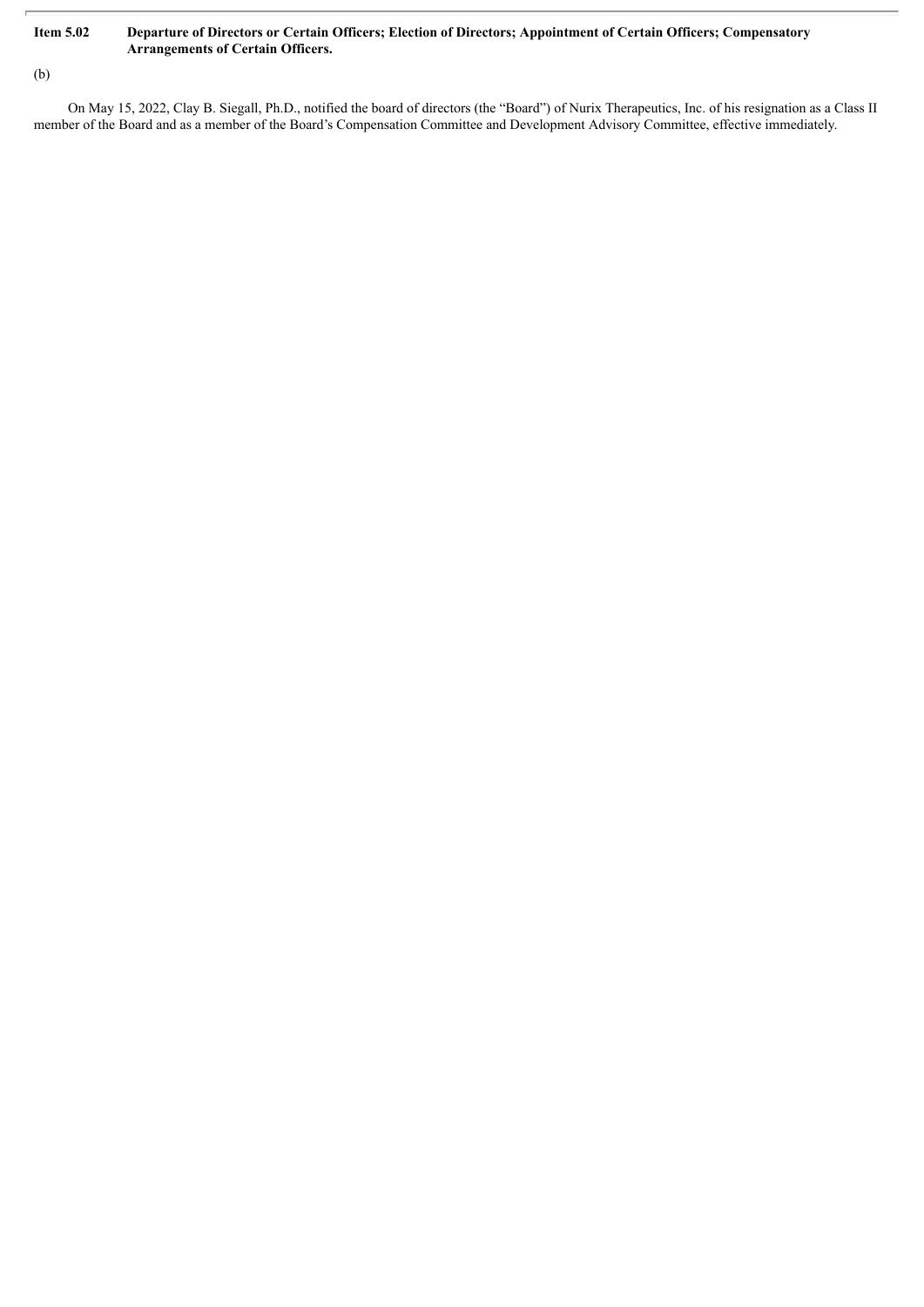**Item 5.02 Departure of Directors or Certain Officers; Election of Directors; Appointment of Certain Officers; Compensatory Arrangements of Certain Officers.**

(b)

On May 15, 2022, Clay B. Siegall, Ph.D., notified the board of directors (the "Board") of Nurix Therapeutics, Inc. of his resignation as a Class II member of the Board and as a member of the Board's Compensation Committee and Development Advisory Committee, effective immediately.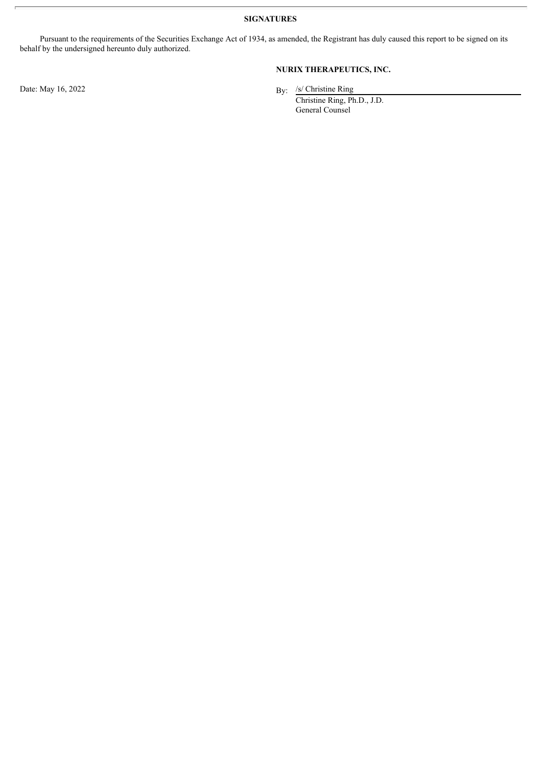**SIGNATURES**

Pursuant to the requirements of the Securities Exchange Act of 1934, as amended, the Registrant has duly caused this report to be signed on its behalf by the undersigned hereunto duly authorized.

**NURIX THERAPEUTICS, INC.**

Date: May 16, 2022

By: /s/ Christine Ring
Christine Ring, Ph.D., J.D.
General Counsel